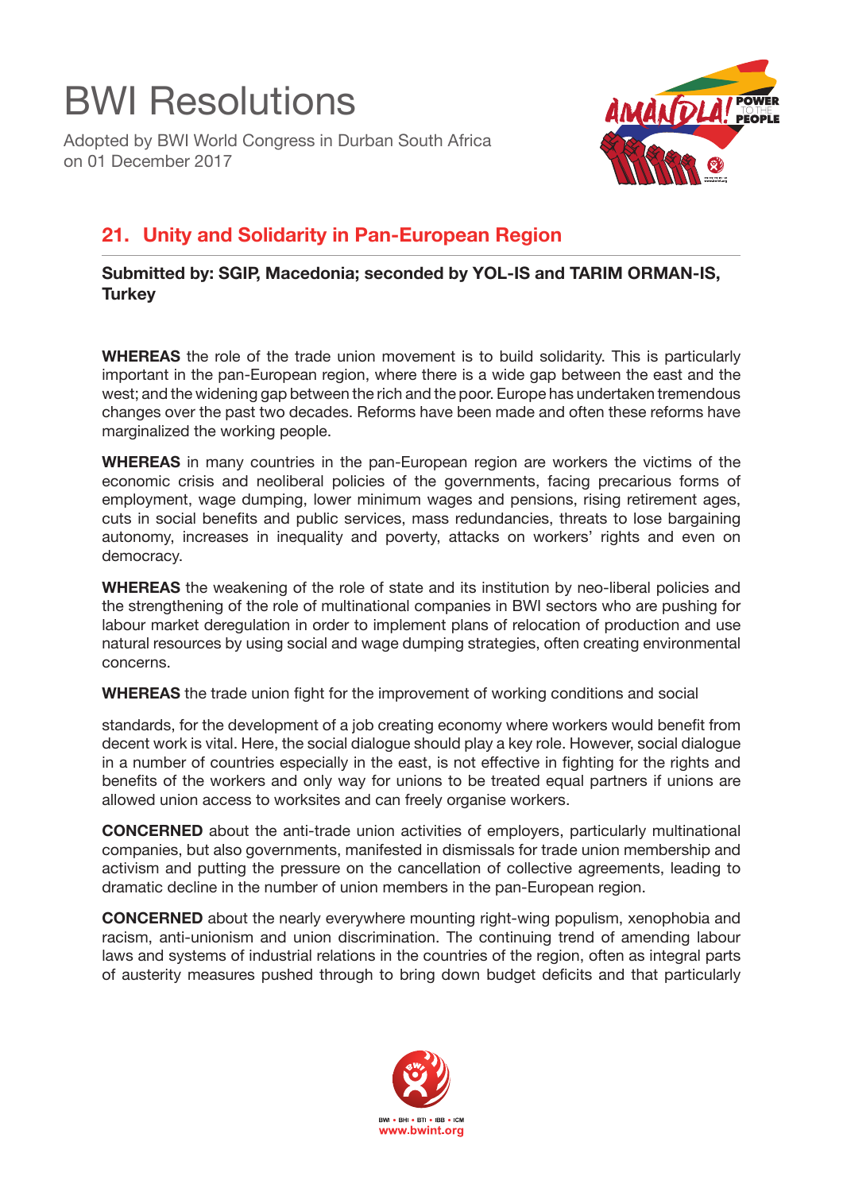# BWI Resolutions

Adopted by BWI World Congress in Durban South Africa
on 01 December 2017

## 21. Unity and Solidarity in Pan-European Region

**Submitted by: SGIP, Macedonia; seconded by YOL-IS and TARIM ORMAN-IS, Turkey**

**WHEREAS** the role of the trade union movement is to build solidarity. This is particularly important in the pan-European region, where there is a wide gap between the east and the west; and the widening gap between the rich and the poor. Europe has undertaken tremendous changes over the past two decades. Reforms have been made and often these reforms have marginalized the working people.

**WHEREAS** in many countries in the pan-European region are workers the victims of the economic crisis and neoliberal policies of the governments, facing precarious forms of employment, wage dumping, lower minimum wages and pensions, rising retirement ages, cuts in social benefits and public services, mass redundancies, threats to lose bargaining autonomy, increases in inequality and poverty, attacks on workers' rights and even on democracy.

**WHEREAS** the weakening of the role of state and its institution by neo-liberal policies and the strengthening of the role of multinational companies in BWI sectors who are pushing for labour market deregulation in order to implement plans of relocation of production and use natural resources by using social and wage dumping strategies, often creating environmental concerns.

**WHEREAS** the trade union fight for the improvement of working conditions and social standards, for the development of a job creating economy where workers would benefit from decent work is vital. Here, the social dialogue should play a key role. However, social dialogue in a number of countries especially in the east, is not effective in fighting for the rights and benefits of the workers and only way for unions to be treated equal partners if unions are allowed union access to worksites and can freely organise workers.

**CONCERNED** about the anti-trade union activities of employers, particularly multinational companies, but also governments, manifested in dismissals for trade union membership and activism and putting the pressure on the cancellation of collective agreements, leading to dramatic decline in the number of union members in the pan-European region.

**CONCERNED** about the nearly everywhere mounting right-wing populism, xenophobia and racism, anti-unionism and union discrimination. The continuing trend of amending labour laws and systems of industrial relations in the countries of the region, often as integral parts of austerity measures pushed through to bring down budget deficits and that particularly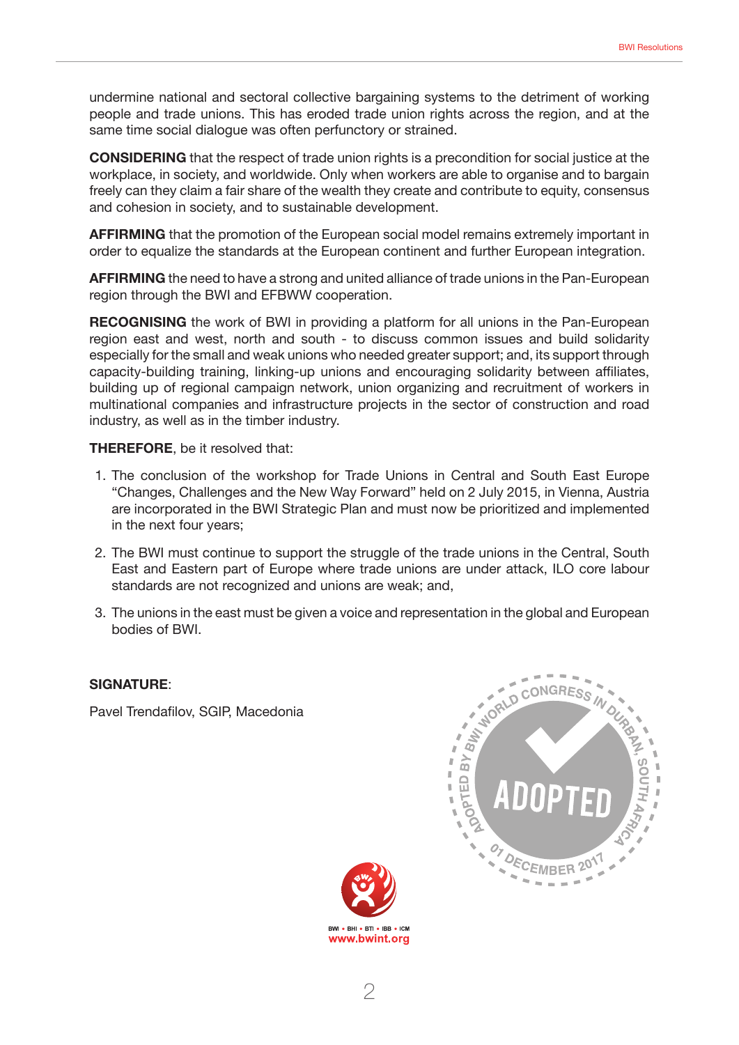undermine national and sectoral collective bargaining systems to the detriment of working people and trade unions. This has eroded trade union rights across the region, and at the same time social dialogue was often perfunctory or strained.

**CONSIDERING** that the respect of trade union rights is a precondition for social justice at the workplace, in society, and worldwide. Only when workers are able to organise and to bargain freely can they claim a fair share of the wealth they create and contribute to equity, consensus and cohesion in society, and to sustainable development.

**AFFIRMING** that the promotion of the European social model remains extremely important in order to equalize the standards at the European continent and further European integration.

**AFFIRMING** the need to have a strong and united alliance of trade unions in the Pan-European region through the BWI and EFBWW cooperation.

**RECOGNISING** the work of BWI in providing a platform for all unions in the Pan-European region east and west, north and south - to discuss common issues and build solidarity especially for the small and weak unions who needed greater support; and, its support through capacity-building training, linking-up unions and encouraging solidarity between affiliates, building up of regional campaign network, union organizing and recruitment of workers in multinational companies and infrastructure projects in the sector of construction and road industry, as well as in the timber industry.

**THEREFORE**, be it resolved that:

1. The conclusion of the workshop for Trade Unions in Central and South East Europe "Changes, Challenges and the New Way Forward" held on 2 July 2015, in Vienna, Austria are incorporated in the BWI Strategic Plan and must now be prioritized and implemented in the next four years;
2. The BWI must continue to support the struggle of the trade unions in the Central, South East and Eastern part of Europe where trade unions are under attack, ILO core labour standards are not recognized and unions are weak; and,
3. The unions in the east must be given a voice and representation in the global and European bodies of BWI.

**SIGNATURE**:

Pavel Trendafilov, SGIP, Macedonia

ADOPTED BY BWI WORLD CONGRESS IN DURBAN, SOUTH AFRICA
ADOPTED
01 DECEMBER 2017

BWI • BHI • BTI • IBB • ICM
www.bwint.org